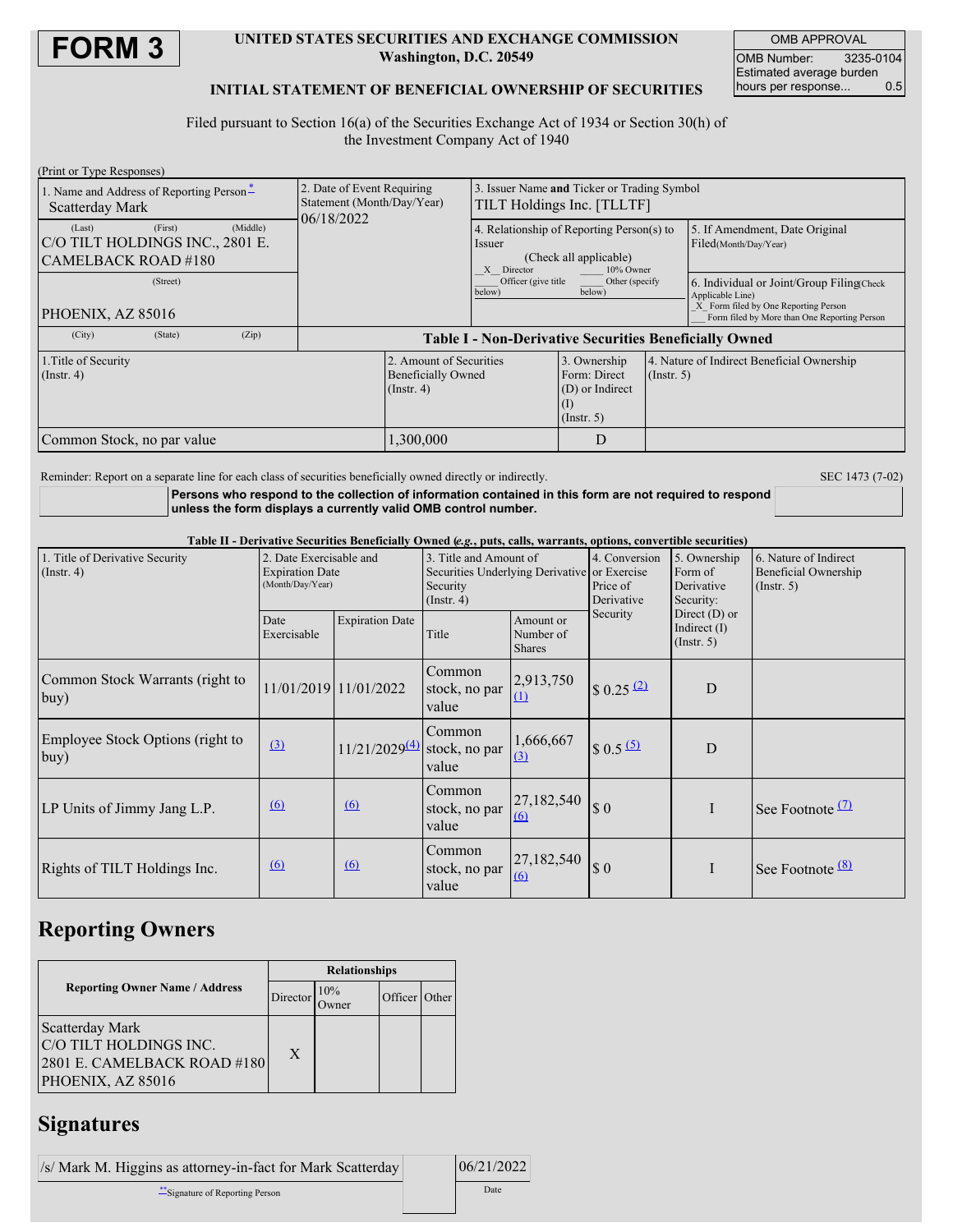# FORM 3

**UNITED STATES SECURITIES AND EXCHANGE COMMISSION**
**Washington, D.C. 20549**

**INITIAL STATEMENT OF BENEFICIAL OWNERSHIP OF SECURITIES**

| OMB APPROVAL | |
|---|---|
| OMB Number: | 3235-0104 |
| Estimated average burden hours per response... | 0.5 |

Filed pursuant to Section 16(a) of the Securities Exchange Act of 1934 or Section 30(h) of the Investment Company Act of 1940

(Print or Type Responses)

| 1. Name and Address of Reporting Person* | 2. Date of Event Requiring Statement (Month/Day/Year) | 3. Issuer Name and Ticker or Trading Symbol |
|---|---|---|
| Scatterday Mark | 06/18/2022 | TILT Holdings Inc. [TLLTF] |
| (Last) (First) (Middle) C/O TILT HOLDINGS INC., 2801 E. CAMELBACK ROAD #180 | | 4. Relationship of Reporting Person(s) to Issuer (Check all applicable) _X_ Director ___ 10% Owner ___ Officer (give title below) ___ Other (specify below) |
| (Street) PHOENIX, AZ 85016 | | 5. If Amendment, Date Original Filed(Month/Day/Year) |
| (City) (State) (Zip) | | 6. Individual or Joint/Group Filing(Check Applicable Line) _X_ Form filed by One Reporting Person ___ Form filed by More than One Reporting Person |

**Table I - Non-Derivative Securities Beneficially Owned**

| 1.Title of Security (Instr. 4) | 2. Amount of Securities Beneficially Owned (Instr. 4) | 3. Ownership Form: Direct (D) or Indirect (I) (Instr. 5) | 4. Nature of Indirect Beneficial Ownership (Instr. 5) |
|---|---|---|---|
| Common Stock, no par value | 1,300,000 | D | |

Reminder: Report on a separate line for each class of securities beneficially owned directly or indirectly.

SEC 1473 (7-02)

**Persons who respond to the collection of information contained in this form are not required to respond unless the form displays a currently valid OMB control number.**

**Table II - Derivative Securities Beneficially Owned (*e.g.*, puts, calls, warrants, options, convertible securities)**

| 1. Title of Derivative Security (Instr. 4) | 2. Date Exercisable and Expiration Date (Month/Day/Year) | | 3. Title and Amount of Securities Underlying Derivative Security (Instr. 4) | | 4. Conversion or Exercise Price of Derivative Security | 5. Ownership Form of Derivative Security: Direct (D) or Indirect (I) (Instr. 5) | 6. Nature of Indirect Beneficial Ownership (Instr. 5) |
|---|---|---|---|---|---|---|---|
| | Date Exercisable | Expiration Date | Title | Amount or Number of Shares | | | |
| Common Stock Warrants (right to buy) | 11/01/2019 | 11/01/2022 | Common stock, no par value | 2,913,750 (1) | $ 0.25 (2) | D | |
| Employee Stock Options (right to buy) | (3) | 11/21/2029(4) | Common stock, no par value | 1,666,667 (3) | $ 0.5 (5) | D | |
| LP Units of Jimmy Jang L.P. | (6) | (6) | Common stock, no par value | 27,182,540 (6) | $ 0 | I | See Footnote (7) |
| Rights of TILT Holdings Inc. | (6) | (6) | Common stock, no par value | 27,182,540 (6) | $ 0 | I | See Footnote (8) |

## Reporting Owners

| Reporting Owner Name / Address | Relationships | | | |
|---|---|---|---|---|
| | Director | 10% Owner | Officer | Other |
| Scatterday Mark C/O TILT HOLDINGS INC. 2801 E. CAMELBACK ROAD #180 PHOENIX, AZ 85016 | X | | | |

## Signatures

| /s/ Mark M. Higgins as attorney-in-fact for Mark Scatterday | 06/21/2022 |
|---|---|
| **Signature of Reporting Person | Date |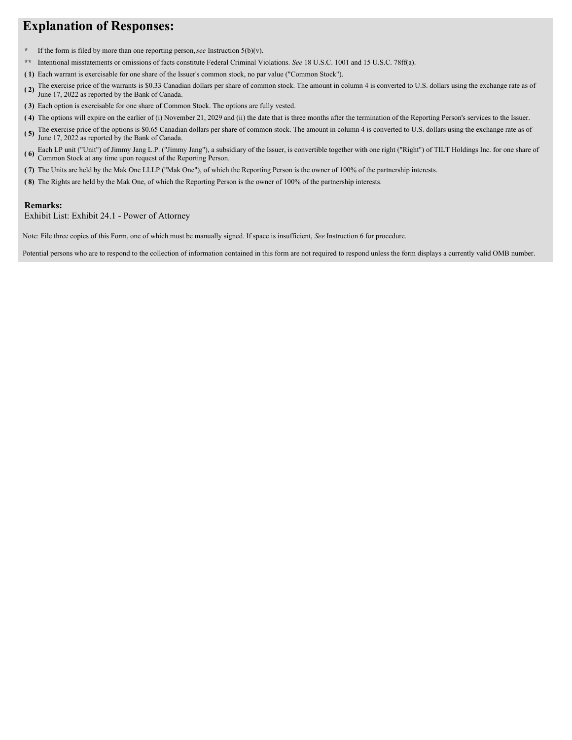## Explanation of Responses:

* If the form is filed by more than one reporting person, *see* Instruction 5(b)(v).

** Intentional misstatements or omissions of facts constitute Federal Criminal Violations. *See* 18 U.S.C. 1001 and 15 U.S.C. 78ff(a).

**( 1)** Each warrant is exercisable for one share of the Issuer's common stock, no par value ("Common Stock").

**( 2)** The exercise price of the warrants is $0.33 Canadian dollars per share of common stock. The amount in column 4 is converted to U.S. dollars using the exchange rate as of June 17, 2022 as reported by the Bank of Canada.

**( 3)** Each option is exercisable for one share of Common Stock. The options are fully vested.

**( 4)** The options will expire on the earlier of (i) November 21, 2029 and (ii) the date that is three months after the termination of the Reporting Person's services to the Issuer.

**( 5)** The exercise price of the options is $0.65 Canadian dollars per share of common stock. The amount in column 4 is converted to U.S. dollars using the exchange rate as of June 17, 2022 as reported by the Bank of Canada.

**( 6)** Each LP unit ("Unit") of Jimmy Jang L.P. ("Jimmy Jang"), a subsidiary of the Issuer, is convertible together with one right ("Right") of TILT Holdings Inc. for one share of Common Stock at any time upon request of the Reporting Person.

**( 7)** The Units are held by the Mak One LLLP ("Mak One"), of which the Reporting Person is the owner of 100% of the partnership interests.

**( 8)** The Rights are held by the Mak One, of which the Reporting Person is the owner of 100% of the partnership interests.

**Remarks:**

Exhibit List: Exhibit 24.1 - Power of Attorney

Note: File three copies of this Form, one of which must be manually signed. If space is insufficient, *See* Instruction 6 for procedure.

Potential persons who are to respond to the collection of information contained in this form are not required to respond unless the form displays a currently valid OMB number.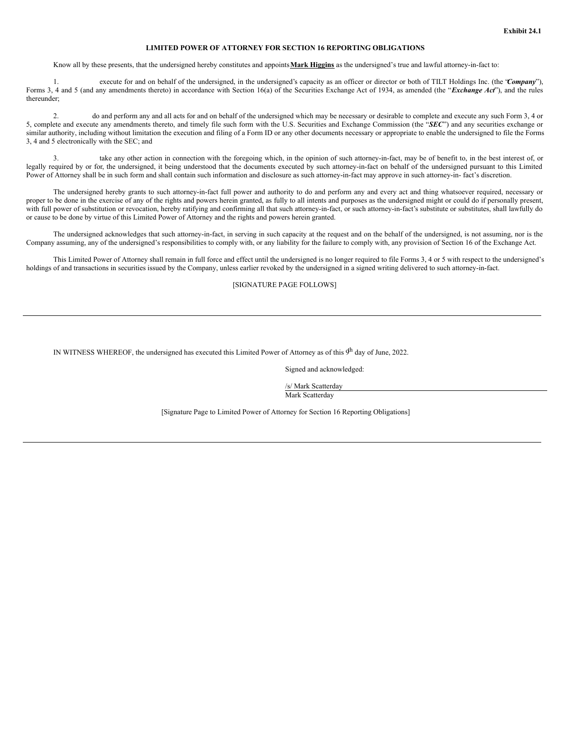Exhibit 24.1

**LIMITED POWER OF ATTORNEY FOR SECTION 16 REPORTING OBLIGATIONS**

Know all by these presents, that the undersigned hereby constitutes and appoints **Mark Higgins** as the undersigned's true and lawful attorney-in-fact to:

1. execute for and on behalf of the undersigned, in the undersigned's capacity as an officer or director or both of TILT Holdings Inc. (the "***Company***"), Forms 3, 4 and 5 (and any amendments thereto) in accordance with Section 16(a) of the Securities Exchange Act of 1934, as amended (the "***Exchange Act***"), and the rules thereunder;

2. do and perform any and all acts for and on behalf of the undersigned which may be necessary or desirable to complete and execute any such Form 3, 4 or 5, complete and execute any amendments thereto, and timely file such form with the U.S. Securities and Exchange Commission (the "***SEC***") and any securities exchange or similar authority, including without limitation the execution and filing of a Form ID or any other documents necessary or appropriate to enable the undersigned to file the Forms 3, 4 and 5 electronically with the SEC; and

3. take any other action in connection with the foregoing which, in the opinion of such attorney-in-fact, may be of benefit to, in the best interest of, or legally required by or for, the undersigned, it being understood that the documents executed by such attorney-in-fact on behalf of the undersigned pursuant to this Limited Power of Attorney shall be in such form and shall contain such information and disclosure as such attorney-in-fact may approve in such attorney-in- fact's discretion.

The undersigned hereby grants to such attorney-in-fact full power and authority to do and perform any and every act and thing whatsoever required, necessary or proper to be done in the exercise of any of the rights and powers herein granted, as fully to all intents and purposes as the undersigned might or could do if personally present, with full power of substitution or revocation, hereby ratifying and confirming all that such attorney-in-fact, or such attorney-in-fact's substitute or substitutes, shall lawfully do or cause to be done by virtue of this Limited Power of Attorney and the rights and powers herein granted.

The undersigned acknowledges that such attorney-in-fact, in serving in such capacity at the request and on the behalf of the undersigned, is not assuming, nor is the Company assuming, any of the undersigned's responsibilities to comply with, or any liability for the failure to comply with, any provision of Section 16 of the Exchange Act.

This Limited Power of Attorney shall remain in full force and effect until the undersigned is no longer required to file Forms 3, 4 or 5 with respect to the undersigned's holdings of and transactions in securities issued by the Company, unless earlier revoked by the undersigned in a signed writing delivered to such attorney-in-fact.

[SIGNATURE PAGE FOLLOWS]

---

IN WITNESS WHEREOF, the undersigned has executed this Limited Power of Attorney as of this 9th day of June, 2022.

Signed and acknowledged:

/s/ Mark Scatterday

Mark Scatterday

[Signature Page to Limited Power of Attorney for Section 16 Reporting Obligations]